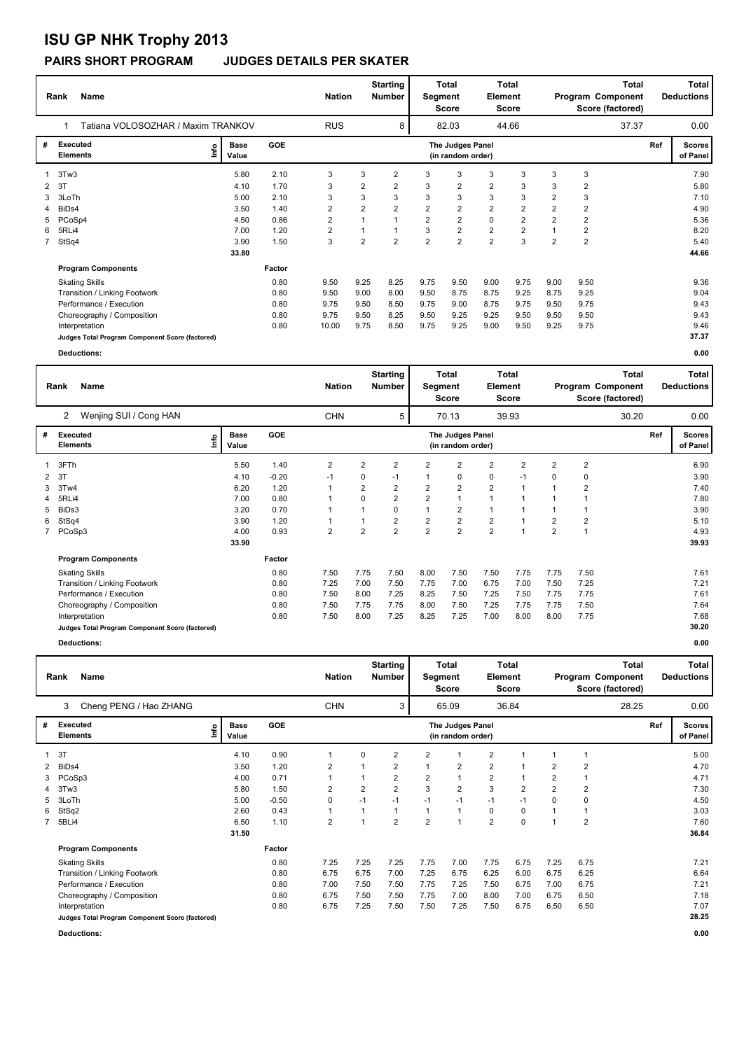# ISU GP NHK Trophy 2013

## PAIRS SHORT PROGRAM JUDGES DETAILS PER SKATER

| Rank | Name | Nation | Starting Number | Total Segment Score | Total Element Score | Total Program Component Score (factored) | Total Deductions |
|---|---|---|---|---|---|---|---|
| 1 | Tatiana VOLOSOZHAR / Maxim TRANKOV | RUS | 8 | 82.03 | 44.66 | 37.37 | 0.00 |

| # | Executed Elements | Info | Base Value | GOE | J1 | J2 | J3 | J4 | J5 | J6 | J7 | J8 | J9 | Ref | Scores of Panel |
|---|---|---|---|---|---|---|---|---|---|---|---|---|---|---|---|
| 1 | 3Tw3 | | 5.80 | 2.10 | 3 | 3 | 2 | 3 | 3 | 3 | 3 | 3 | 3 | | 7.90 |
| 2 | 3T | | 4.10 | 1.70 | 3 | 2 | 2 | 3 | 2 | 2 | 3 | 3 | 2 | | 5.80 |
| 3 | 3LoTh | | 5.00 | 2.10 | 3 | 3 | 3 | 3 | 3 | 3 | 3 | 2 | 3 | | 7.10 |
| 4 | BiDs4 | | 3.50 | 1.40 | 2 | 2 | 2 | 2 | 2 | 2 | 2 | 2 | 2 | | 4.90 |
| 5 | PCoSp4 | | 4.50 | 0.86 | 2 | 1 | 1 | 2 | 2 | 0 | 2 | 2 | 2 | | 5.36 |
| 6 | 5RLi4 | | 7.00 | 1.20 | 2 | 1 | 1 | 3 | 2 | 2 | 2 | 1 | 2 | | 8.20 |
| 7 | StSq4 | | 3.90 | 1.50 | 3 | 2 | 2 | 2 | 2 | 2 | 3 | 2 | 2 | | 5.40 |
| | | | 33.80 | | | | | | | | | | | | 44.66 |

| Program Components | Factor | J1 | J2 | J3 | J4 | J5 | J6 | J7 | J8 | J9 | Scores of Panel |
|---|---|---|---|---|---|---|---|---|---|---|---|
| Skating Skills | 0.80 | 9.50 | 9.25 | 8.25 | 9.75 | 9.50 | 9.00 | 9.75 | 9.00 | 9.50 | 9.36 |
| Transition / Linking Footwork | 0.80 | 9.50 | 9.00 | 8.00 | 9.50 | 8.75 | 8.75 | 9.25 | 8.75 | 9.25 | 9.04 |
| Performance / Execution | 0.80 | 9.75 | 9.50 | 8.50 | 9.75 | 9.00 | 8.75 | 9.75 | 9.50 | 9.75 | 9.43 |
| Choreography / Composition | 0.80 | 9.75 | 9.50 | 8.25 | 9.50 | 9.25 | 9.25 | 9.50 | 9.50 | 9.50 | 9.43 |
| Interpretation | 0.80 | 10.00 | 9.75 | 8.50 | 9.75 | 9.25 | 9.00 | 9.50 | 9.25 | 9.75 | 9.46 |
| Judges Total Program Component Score (factored) | | | | | | | | | | | 37.37 |

**Deductions:** 0.00

| Rank | Name | Nation | Starting Number | Total Segment Score | Total Element Score | Total Program Component Score (factored) | Total Deductions |
|---|---|---|---|---|---|---|---|
| 2 | Wenjing SUI / Cong HAN | CHN | 5 | 70.13 | 39.93 | 30.20 | 0.00 |

| # | Executed Elements | Info | Base Value | GOE | J1 | J2 | J3 | J4 | J5 | J6 | J7 | J8 | J9 | Ref | Scores of Panel |
|---|---|---|---|---|---|---|---|---|---|---|---|---|---|---|---|
| 1 | 3FTh | | 5.50 | 1.40 | 2 | 2 | 2 | 2 | 2 | 2 | 2 | 2 | 2 | | 6.90 |
| 2 | 3T | | 4.10 | -0.20 | -1 | 0 | -1 | 1 | 0 | 0 | -1 | 0 | 0 | | 3.90 |
| 3 | 3Tw4 | | 6.20 | 1.20 | 1 | 2 | 2 | 2 | 2 | 2 | 1 | 1 | 2 | | 7.40 |
| 4 | 5RLi4 | | 7.00 | 0.80 | 1 | 0 | 2 | 2 | 1 | 1 | 1 | 1 | 1 | | 7.80 |
| 5 | BiDs3 | | 3.20 | 0.70 | 1 | 1 | 0 | 1 | 2 | 1 | 1 | 1 | 1 | | 3.90 |
| 6 | StSq4 | | 3.90 | 1.20 | 1 | 1 | 2 | 2 | 2 | 2 | 1 | 2 | 2 | | 5.10 |
| 7 | PCoSp3 | | 4.00 | 0.93 | 2 | 2 | 2 | 2 | 2 | 2 | 1 | 2 | 1 | | 4.93 |
| | | | 33.90 | | | | | | | | | | | | 39.93 |

| Program Components | Factor | J1 | J2 | J3 | J4 | J5 | J6 | J7 | J8 | J9 | Scores of Panel |
|---|---|---|---|---|---|---|---|---|---|---|---|
| Skating Skills | 0.80 | 7.50 | 7.75 | 7.50 | 8.00 | 7.50 | 7.50 | 7.75 | 7.75 | 7.50 | 7.61 |
| Transition / Linking Footwork | 0.80 | 7.25 | 7.00 | 7.50 | 7.75 | 7.00 | 6.75 | 7.00 | 7.50 | 7.25 | 7.21 |
| Performance / Execution | 0.80 | 7.50 | 8.00 | 7.25 | 8.25 | 7.50 | 7.25 | 7.50 | 7.75 | 7.75 | 7.61 |
| Choreography / Composition | 0.80 | 7.50 | 7.75 | 7.75 | 8.00 | 7.50 | 7.25 | 7.75 | 7.75 | 7.50 | 7.64 |
| Interpretation | 0.80 | 7.50 | 8.00 | 7.25 | 8.25 | 7.25 | 7.00 | 8.00 | 8.00 | 7.75 | 7.68 |
| Judges Total Program Component Score (factored) | | | | | | | | | | | 30.20 |

**Deductions:** 0.00

| Rank | Name | Nation | Starting Number | Total Segment Score | Total Element Score | Total Program Component Score (factored) | Total Deductions |
|---|---|---|---|---|---|---|---|
| 3 | Cheng PENG / Hao ZHANG | CHN | 3 | 65.09 | 36.84 | 28.25 | 0.00 |

| # | Executed Elements | Info | Base Value | GOE | J1 | J2 | J3 | J4 | J5 | J6 | J7 | J8 | J9 | Ref | Scores of Panel |
|---|---|---|---|---|---|---|---|---|---|---|---|---|---|---|---|
| 1 | 3T | | 4.10 | 0.90 | 1 | 0 | 2 | 2 | 1 | 2 | 1 | 1 | 1 | | 5.00 |
| 2 | BiDs4 | | 3.50 | 1.20 | 2 | 1 | 2 | 1 | 2 | 2 | 1 | 2 | 2 | | 4.70 |
| 3 | PCoSp3 | | 4.00 | 0.71 | 1 | 1 | 2 | 2 | 1 | 2 | 1 | 2 | 1 | | 4.71 |
| 4 | 3Tw3 | | 5.80 | 1.50 | 2 | 2 | 2 | 3 | 2 | 3 | 2 | 2 | 2 | | 7.30 |
| 5 | 3LoTh | | 5.00 | -0.50 | 0 | -1 | -1 | -1 | -1 | -1 | -1 | 0 | 0 | | 4.50 |
| 6 | StSq2 | | 2.60 | 0.43 | 1 | 1 | 1 | 1 | 1 | 0 | 0 | 1 | 1 | | 3.03 |
| 7 | 5BLi4 | | 6.50 | 1.10 | 2 | 1 | 2 | 2 | 1 | 2 | 0 | 1 | 2 | | 7.60 |
| | | | 31.50 | | | | | | | | | | | | 36.84 |

| Program Components | Factor | J1 | J2 | J3 | J4 | J5 | J6 | J7 | J8 | J9 | Scores of Panel |
|---|---|---|---|---|---|---|---|---|---|---|---|
| Skating Skills | 0.80 | 7.25 | 7.25 | 7.25 | 7.75 | 7.00 | 7.75 | 6.75 | 7.25 | 6.75 | 7.21 |
| Transition / Linking Footwork | 0.80 | 6.75 | 6.75 | 7.00 | 7.25 | 6.75 | 6.25 | 6.00 | 6.75 | 6.25 | 6.64 |
| Performance / Execution | 0.80 | 7.00 | 7.50 | 7.50 | 7.75 | 7.25 | 7.50 | 6.75 | 7.00 | 6.75 | 7.21 |
| Choreography / Composition | 0.80 | 6.75 | 7.50 | 7.50 | 7.75 | 7.00 | 8.00 | 7.00 | 6.75 | 6.50 | 7.18 |
| Interpretation | 0.80 | 6.75 | 7.25 | 7.50 | 7.50 | 7.25 | 7.50 | 6.75 | 6.50 | 6.50 | 7.07 |
| Judges Total Program Component Score (factored) | | | | | | | | | | | 28.25 |

**Deductions:** 0.00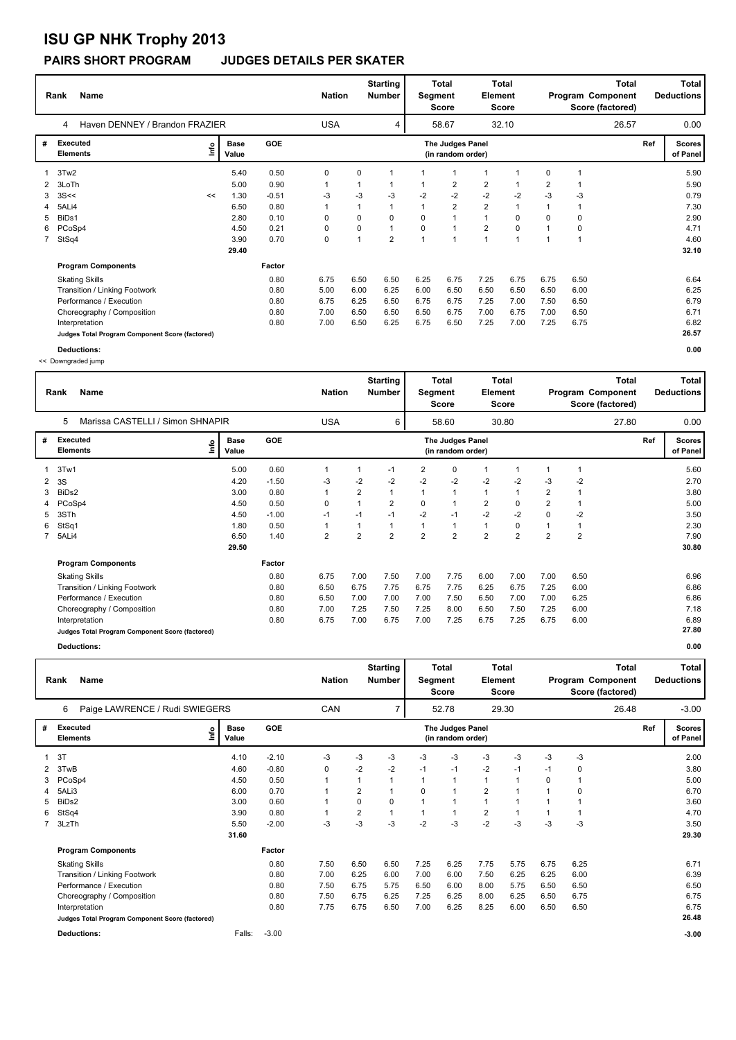# ISU GP NHK Trophy 2013

## PAIRS SHORT PROGRAM JUDGES DETAILS PER SKATER

| Rank | Name | Nation | Starting Number | Total Segment Score | Total Element Score | Total Program Component Score (factored) | Total Deductions |
|---|---|---|---|---|---|---|---|
| 4 | Haven DENNEY / Brandon FRAZIER | USA | 4 | 58.67 | 32.10 | 26.57 | 0.00 |

| # | Executed Elements | Info | Base Value | GOE | J1 | J2 | J3 | J4 | J5 | J6 | J7 | J8 | J9 | Ref | Scores of Panel |
|---|---|---|---|---|---|---|---|---|---|---|---|---|---|---|---|
| 1 | 3Tw2 | | 5.40 | 0.50 | 0 | 0 | 1 | 1 | 1 | 1 | 1 | 0 | 1 | | 5.90 |
| 2 | 3LoTh | | 5.00 | 0.90 | 1 | 1 | 1 | 1 | 2 | 2 | 1 | 2 | 1 | | 5.90 |
| 3 | 3S<< | << | 1.30 | -0.51 | -3 | -3 | -3 | -2 | -2 | -2 | -2 | -3 | -3 | | 0.79 |
| 4 | 5ALi4 | | 6.50 | 0.80 | 1 | 1 | 1 | 1 | 2 | 2 | 1 | 1 | 1 | | 7.30 |
| 5 | BiDs1 | | 2.80 | 0.10 | 0 | 0 | 0 | 0 | 1 | 1 | 0 | 0 | 0 | | 2.90 |
| 6 | PCoSp4 | | 4.50 | 0.21 | 0 | 0 | 1 | 0 | 1 | 2 | 0 | 1 | 0 | | 4.71 |
| 7 | StSq4 | | 3.90 | 0.70 | 0 | 1 | 2 | 1 | 1 | 1 | 1 | 1 | 1 | | 4.60 |
| | | | 29.40 | | | | | | | | | | | | 32.10 |

| Program Components | Factor | J1 | J2 | J3 | J4 | J5 | J6 | J7 | J8 | J9 | Scores of Panel |
|---|---|---|---|---|---|---|---|---|---|---|---|
| Skating Skills | 0.80 | 6.75 | 6.50 | 6.50 | 6.25 | 6.75 | 7.25 | 6.75 | 6.75 | 6.50 | 6.64 |
| Transition / Linking Footwork | 0.80 | 5.00 | 6.00 | 6.25 | 6.00 | 6.50 | 6.50 | 6.50 | 6.50 | 6.00 | 6.25 |
| Performance / Execution | 0.80 | 6.75 | 6.25 | 6.50 | 6.75 | 6.75 | 7.25 | 7.00 | 7.50 | 6.50 | 6.79 |
| Choreography / Composition | 0.80 | 7.00 | 6.50 | 6.50 | 6.50 | 6.75 | 7.00 | 6.75 | 7.00 | 6.50 | 6.71 |
| Interpretation | 0.80 | 7.00 | 6.50 | 6.25 | 6.75 | 6.50 | 7.25 | 7.00 | 7.25 | 6.75 | 6.82 |
| Judges Total Program Component Score (factored) | | | | | | | | | | | 26.57 |

**Deductions:** 0.00

<< Downgraded jump

| Rank | Name | Nation | Starting Number | Total Segment Score | Total Element Score | Total Program Component Score (factored) | Total Deductions |
|---|---|---|---|---|---|---|---|
| 5 | Marissa CASTELLI / Simon SHNAPIR | USA | 6 | 58.60 | 30.80 | 27.80 | 0.00 |

| # | Executed Elements | Info | Base Value | GOE | J1 | J2 | J3 | J4 | J5 | J6 | J7 | J8 | J9 | Ref | Scores of Panel |
|---|---|---|---|---|---|---|---|---|---|---|---|---|---|---|---|
| 1 | 3Tw1 | | 5.00 | 0.60 | 1 | 1 | -1 | 2 | 0 | 1 | 1 | 1 | 1 | | 5.60 |
| 2 | 3S | | 4.20 | -1.50 | -3 | -2 | -2 | -2 | -2 | -2 | -2 | -3 | -2 | | 2.70 |
| 3 | BiDs2 | | 3.00 | 0.80 | 1 | 2 | 1 | 1 | 1 | 1 | 1 | 2 | 1 | | 3.80 |
| 4 | PCoSp4 | | 4.50 | 0.50 | 0 | 1 | 2 | 0 | 1 | 2 | 0 | 2 | 1 | | 5.00 |
| 5 | 3STh | | 4.50 | -1.00 | -1 | -1 | -1 | -2 | -1 | -2 | -2 | 0 | -2 | | 3.50 |
| 6 | StSq1 | | 1.80 | 0.50 | 1 | 1 | 1 | 1 | 1 | 1 | 0 | 1 | 1 | | 2.30 |
| 7 | 5ALi4 | | 6.50 | 1.40 | 2 | 2 | 2 | 2 | 2 | 2 | 2 | 2 | 2 | | 7.90 |
| | | | 29.50 | | | | | | | | | | | | 30.80 |

| Program Components | Factor | J1 | J2 | J3 | J4 | J5 | J6 | J7 | J8 | J9 | Scores of Panel |
|---|---|---|---|---|---|---|---|---|---|---|---|
| Skating Skills | 0.80 | 6.75 | 7.00 | 7.50 | 7.00 | 7.75 | 6.00 | 7.00 | 7.00 | 6.50 | 6.96 |
| Transition / Linking Footwork | 0.80 | 6.50 | 6.75 | 7.75 | 6.75 | 7.75 | 6.25 | 6.75 | 7.25 | 6.00 | 6.86 |
| Performance / Execution | 0.80 | 6.50 | 7.00 | 7.00 | 7.00 | 7.50 | 6.50 | 7.00 | 7.00 | 6.25 | 6.86 |
| Choreography / Composition | 0.80 | 7.00 | 7.25 | 7.50 | 7.25 | 8.00 | 6.50 | 7.50 | 7.25 | 6.00 | 7.18 |
| Interpretation | 0.80 | 6.75 | 7.00 | 6.75 | 7.00 | 7.25 | 6.75 | 7.25 | 6.75 | 6.00 | 6.89 |
| Judges Total Program Component Score (factored) | | | | | | | | | | | 27.80 |

**Deductions:** 0.00

| Rank | Name | Nation | Starting Number | Total Segment Score | Total Element Score | Total Program Component Score (factored) | Total Deductions |
|---|---|---|---|---|---|---|---|
| 6 | Paige LAWRENCE / Rudi SWIEGERS | CAN | 7 | 52.78 | 29.30 | 26.48 | -3.00 |

| # | Executed Elements | Info | Base Value | GOE | J1 | J2 | J3 | J4 | J5 | J6 | J7 | J8 | J9 | Ref | Scores of Panel |
|---|---|---|---|---|---|---|---|---|---|---|---|---|---|---|---|
| 1 | 3T | | 4.10 | -2.10 | -3 | -3 | -3 | -3 | -3 | -3 | -3 | -3 | -3 | | 2.00 |
| 2 | 3TwB | | 4.60 | -0.80 | 0 | -2 | -2 | -1 | -1 | -2 | -1 | -1 | 0 | | 3.80 |
| 3 | PCoSp4 | | 4.50 | 0.50 | 1 | 1 | 1 | 1 | 1 | 1 | 1 | 0 | 1 | | 5.00 |
| 4 | 5ALi3 | | 6.00 | 0.70 | 1 | 2 | 1 | 0 | 1 | 2 | 1 | 1 | 0 | | 6.70 |
| 5 | BiDs2 | | 3.00 | 0.60 | 1 | 0 | 0 | 1 | 1 | 1 | 1 | 1 | 1 | | 3.60 |
| 6 | StSq4 | | 3.90 | 0.80 | 1 | 2 | 1 | 1 | 1 | 2 | 1 | 1 | 1 | | 4.70 |
| 7 | 3LzTh | | 5.50 | -2.00 | -3 | -3 | -3 | -2 | -3 | -2 | -3 | -3 | -3 | | 3.50 |
| | | | 31.60 | | | | | | | | | | | | 29.30 |

| Program Components | Factor | J1 | J2 | J3 | J4 | J5 | J6 | J7 | J8 | J9 | Scores of Panel |
|---|---|---|---|---|---|---|---|---|---|---|---|
| Skating Skills | 0.80 | 7.50 | 6.50 | 6.50 | 7.25 | 6.25 | 7.75 | 5.75 | 6.75 | 6.25 | 6.71 |
| Transition / Linking Footwork | 0.80 | 7.00 | 6.25 | 6.00 | 7.00 | 6.00 | 7.50 | 6.25 | 6.25 | 6.00 | 6.39 |
| Performance / Execution | 0.80 | 7.50 | 6.75 | 5.75 | 6.50 | 6.00 | 8.00 | 5.75 | 6.50 | 6.50 | 6.50 |
| Choreography / Composition | 0.80 | 7.50 | 6.75 | 6.25 | 7.25 | 6.25 | 8.00 | 6.25 | 6.50 | 6.75 | 6.75 |
| Interpretation | 0.80 | 7.75 | 6.75 | 6.50 | 7.00 | 6.25 | 8.25 | 6.00 | 6.50 | 6.50 | 6.75 |
| Judges Total Program Component Score (factored) | | | | | | | | | | | 26.48 |

**Deductions:** Falls: -3.00 — **-3.00**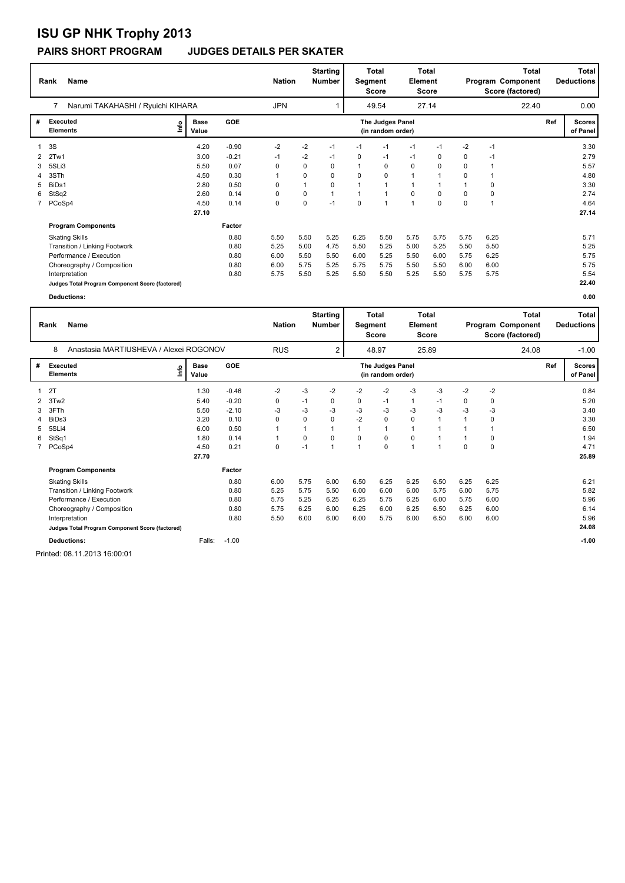# ISU GP NHK Trophy 2013

## PAIRS SHORT PROGRAM JUDGES DETAILS PER SKATER

| Rank | Name | Nation | Starting Number | Total Segment Score | Total Element Score | Total Program Component Score (factored) | Total Deductions |
|---|---|---|---|---|---|---|---|
| 7 | Narumi TAKAHASHI / Ryuichi KIHARA | JPN | 1 | 49.54 | 27.14 | 22.40 | 0.00 |

| # | Executed Elements | Info | Base Value | GOE | J1 | J2 | J3 | J4 | J5 | J6 | J7 | J8 | J9 | Ref | Scores of Panel |
|---|---|---|---|---|---|---|---|---|---|---|---|---|---|---|---|
| 1 | 3S | | 4.20 | -0.90 | -2 | -2 | -1 | -1 | -1 | -1 | -1 | -2 | -1 | | 3.30 |
| 2 | 2Tw1 | | 3.00 | -0.21 | -1 | -2 | -1 | 0 | -1 | -1 | 0 | 0 | -1 | | 2.79 |
| 3 | 5SLi3 | | 5.50 | 0.07 | 0 | 0 | 0 | 1 | 0 | 0 | 0 | 0 | 1 | | 5.57 |
| 4 | 3STh | | 4.50 | 0.30 | 1 | 0 | 0 | 0 | 0 | 1 | 1 | 0 | 1 | | 4.80 |
| 5 | BiDs1 | | 2.80 | 0.50 | 0 | 1 | 0 | 1 | 1 | 1 | 1 | 1 | 0 | | 3.30 |
| 6 | StSq2 | | 2.60 | 0.14 | 0 | 0 | 1 | 1 | 1 | 0 | 0 | 0 | 0 | | 2.74 |
| 7 | PCoSp4 | | 4.50 | 0.14 | 0 | 0 | -1 | 0 | 1 | 1 | 0 | 0 | 1 | | 4.64 |
| | | | 27.10 | | | | | | | | | | | | 27.14 |

| Program Components | Factor | J1 | J2 | J3 | J4 | J5 | J6 | J7 | J8 | J9 | Scores of Panel |
|---|---|---|---|---|---|---|---|---|---|---|---|
| Skating Skills | 0.80 | 5.50 | 5.50 | 5.25 | 6.25 | 5.50 | 5.75 | 5.75 | 5.75 | 6.25 | 5.71 |
| Transition / Linking Footwork | 0.80 | 5.25 | 5.00 | 4.75 | 5.50 | 5.25 | 5.00 | 5.25 | 5.50 | 5.50 | 5.25 |
| Performance / Execution | 0.80 | 6.00 | 5.50 | 5.50 | 6.00 | 5.25 | 5.50 | 6.00 | 5.75 | 6.25 | 5.75 |
| Choreography / Composition | 0.80 | 6.00 | 5.75 | 5.25 | 5.75 | 5.75 | 5.50 | 5.50 | 6.00 | 6.00 | 5.75 |
| Interpretation | 0.80 | 5.75 | 5.50 | 5.25 | 5.50 | 5.50 | 5.25 | 5.50 | 5.75 | 5.75 | 5.54 |
| Judges Total Program Component Score (factored) | | | | | | | | | | | 22.40 |
| Deductions: | | | | | | | | | | | 0.00 |

| Rank | Name | Nation | Starting Number | Total Segment Score | Total Element Score | Total Program Component Score (factored) | Total Deductions |
|---|---|---|---|---|---|---|---|
| 8 | Anastasia MARTIUSHEVA / Alexei ROGONOV | RUS | 2 | 48.97 | 25.89 | 24.08 | -1.00 |

| # | Executed Elements | Info | Base Value | GOE | J1 | J2 | J3 | J4 | J5 | J6 | J7 | J8 | J9 | Ref | Scores of Panel |
|---|---|---|---|---|---|---|---|---|---|---|---|---|---|---|---|
| 1 | 2T | | 1.30 | -0.46 | -2 | -3 | -2 | -2 | -2 | -3 | -3 | -2 | -2 | | 0.84 |
| 2 | 3Tw2 | | 5.40 | -0.20 | 0 | -1 | 0 | 0 | -1 | 1 | -1 | 0 | 0 | | 5.20 |
| 3 | 3FTh | | 5.50 | -2.10 | -3 | -3 | -3 | -3 | -3 | -3 | -3 | -3 | -3 | | 3.40 |
| 4 | BiDs3 | | 3.20 | 0.10 | 0 | 0 | 0 | -2 | 0 | 0 | 1 | 1 | 0 | | 3.30 |
| 5 | 5SLi4 | | 6.00 | 0.50 | 1 | 1 | 1 | 1 | 1 | 1 | 1 | 1 | 1 | | 6.50 |
| 6 | StSq1 | | 1.80 | 0.14 | 1 | 0 | 0 | 0 | 0 | 0 | 1 | 1 | 0 | | 1.94 |
| 7 | PCoSp4 | | 4.50 | 0.21 | 0 | -1 | 1 | 1 | 0 | 1 | 1 | 0 | 0 | | 4.71 |
| | | | 27.70 | | | | | | | | | | | | 25.89 |

| Program Components | Factor | J1 | J2 | J3 | J4 | J5 | J6 | J7 | J8 | J9 | Scores of Panel |
|---|---|---|---|---|---|---|---|---|---|---|---|
| Skating Skills | 0.80 | 6.00 | 5.75 | 6.00 | 6.50 | 6.25 | 6.25 | 6.50 | 6.25 | 6.25 | 6.21 |
| Transition / Linking Footwork | 0.80 | 5.25 | 5.75 | 5.50 | 6.00 | 6.00 | 6.00 | 5.75 | 6.00 | 5.75 | 5.82 |
| Performance / Execution | 0.80 | 5.75 | 5.25 | 6.25 | 6.25 | 5.75 | 6.25 | 6.00 | 5.75 | 6.00 | 5.96 |
| Choreography / Composition | 0.80 | 5.75 | 6.25 | 6.00 | 6.25 | 6.00 | 6.25 | 6.50 | 6.25 | 6.00 | 6.14 |
| Interpretation | 0.80 | 5.50 | 6.00 | 6.00 | 6.00 | 5.75 | 6.00 | 6.50 | 6.00 | 6.00 | 5.96 |
| Judges Total Program Component Score (factored) | | | | | | | | | | | 24.08 |
| Deductions: Falls: -1.00 | | | | | | | | | | | -1.00 |

Printed: 08.11.2013 16:00:01